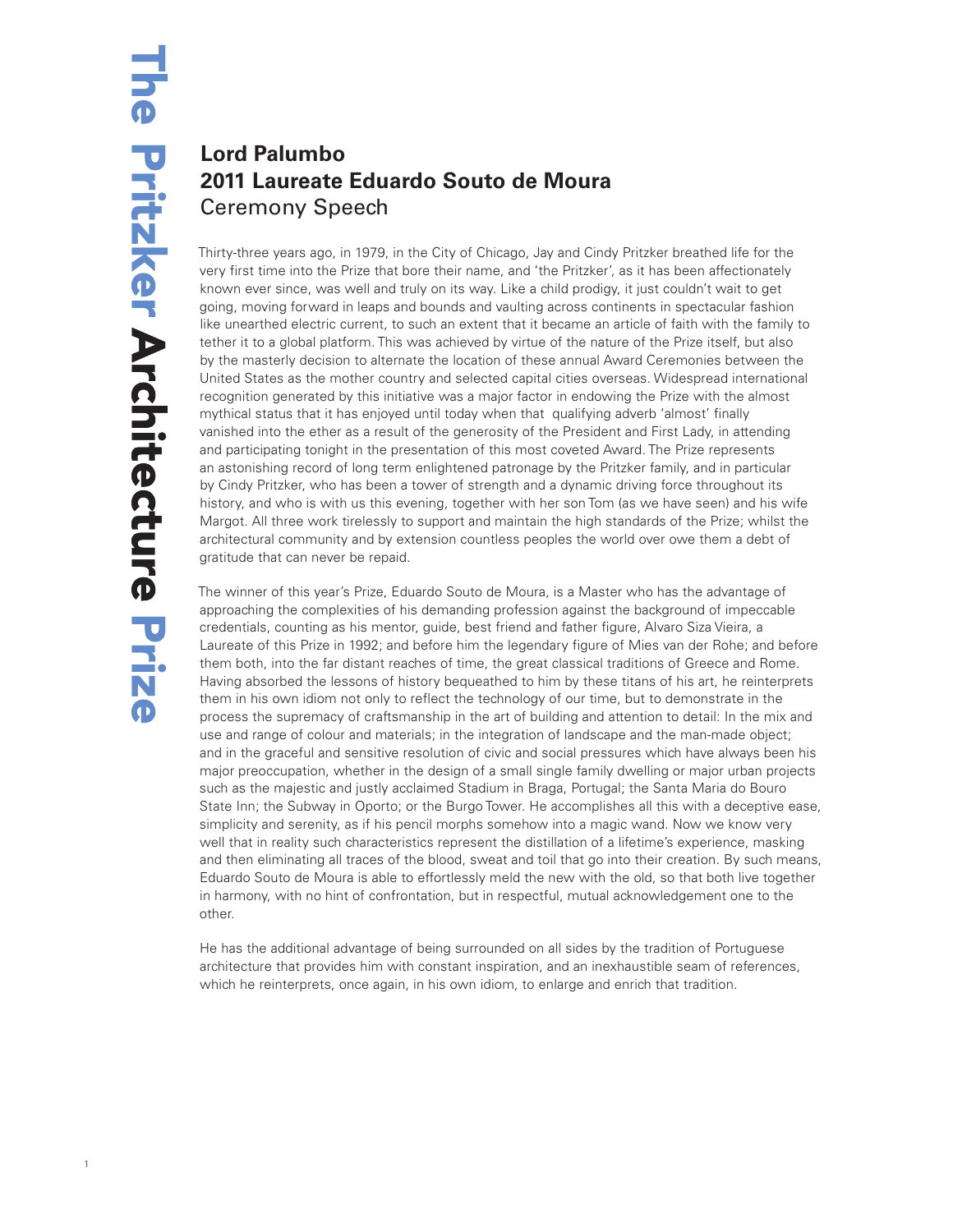# Lord Palumbo
# 2011 Laureate Eduardo Souto de Moura
## Ceremony Speech

Thirty-three years ago, in 1979, in the City of Chicago, Jay and Cindy Pritzker breathed life for the very first time into the Prize that bore their name, and 'the Pritzker', as it has been affectionately known ever since, was well and truly on its way. Like a child prodigy, it just couldn't wait to get going, moving forward in leaps and bounds and vaulting across continents in spectacular fashion like unearthed electric current, to such an extent that it became an article of faith with the family to tether it to a global platform. This was achieved by virtue of the nature of the Prize itself, but also by the masterly decision to alternate the location of these annual Award Ceremonies between the United States as the mother country and selected capital cities overseas. Widespread international recognition generated by this initiative was a major factor in endowing the Prize with the almost mythical status that it has enjoyed until today when that qualifying adverb 'almost' finally vanished into the ether as a result of the generosity of the President and First Lady, in attending and participating tonight in the presentation of this most coveted Award. The Prize represents an astonishing record of long term enlightened patronage by the Pritzker family, and in particular by Cindy Pritzker, who has been a tower of strength and a dynamic driving force throughout its history, and who is with us this evening, together with her son Tom (as we have seen) and his wife Margot. All three work tirelessly to support and maintain the high standards of the Prize; whilst the architectural community and by extension countless peoples the world over owe them a debt of gratitude that can never be repaid.

The winner of this year's Prize, Eduardo Souto de Moura, is a Master who has the advantage of approaching the complexities of his demanding profession against the background of impeccable credentials, counting as his mentor, guide, best friend and father figure, Alvaro Siza Vieira, a Laureate of this Prize in 1992; and before him the legendary figure of Mies van der Rohe; and before them both, into the far distant reaches of time, the great classical traditions of Greece and Rome. Having absorbed the lessons of history bequeathed to him by these titans of his art, he reinterprets them in his own idiom not only to reflect the technology of our time, but to demonstrate in the process the supremacy of craftsmanship in the art of building and attention to detail: In the mix and use and range of colour and materials; in the integration of landscape and the man-made object; and in the graceful and sensitive resolution of civic and social pressures which have always been his major preoccupation, whether in the design of a small single family dwelling or major urban projects such as the majestic and justly acclaimed Stadium in Braga, Portugal; the Santa Maria do Bouro State Inn; the Subway in Oporto; or the Burgo Tower. He accomplishes all this with a deceptive ease, simplicity and serenity, as if his pencil morphs somehow into a magic wand. Now we know very well that in reality such characteristics represent the distillation of a lifetime's experience, masking and then eliminating all traces of the blood, sweat and toil that go into their creation. By such means, Eduardo Souto de Moura is able to effortlessly meld the new with the old, so that both live together in harmony, with no hint of confrontation, but in respectful, mutual acknowledgement one to the other.

He has the additional advantage of being surrounded on all sides by the tradition of Portuguese architecture that provides him with constant inspiration, and an inexhaustible seam of references, which he reinterprets, once again, in his own idiom, to enlarge and enrich that tradition.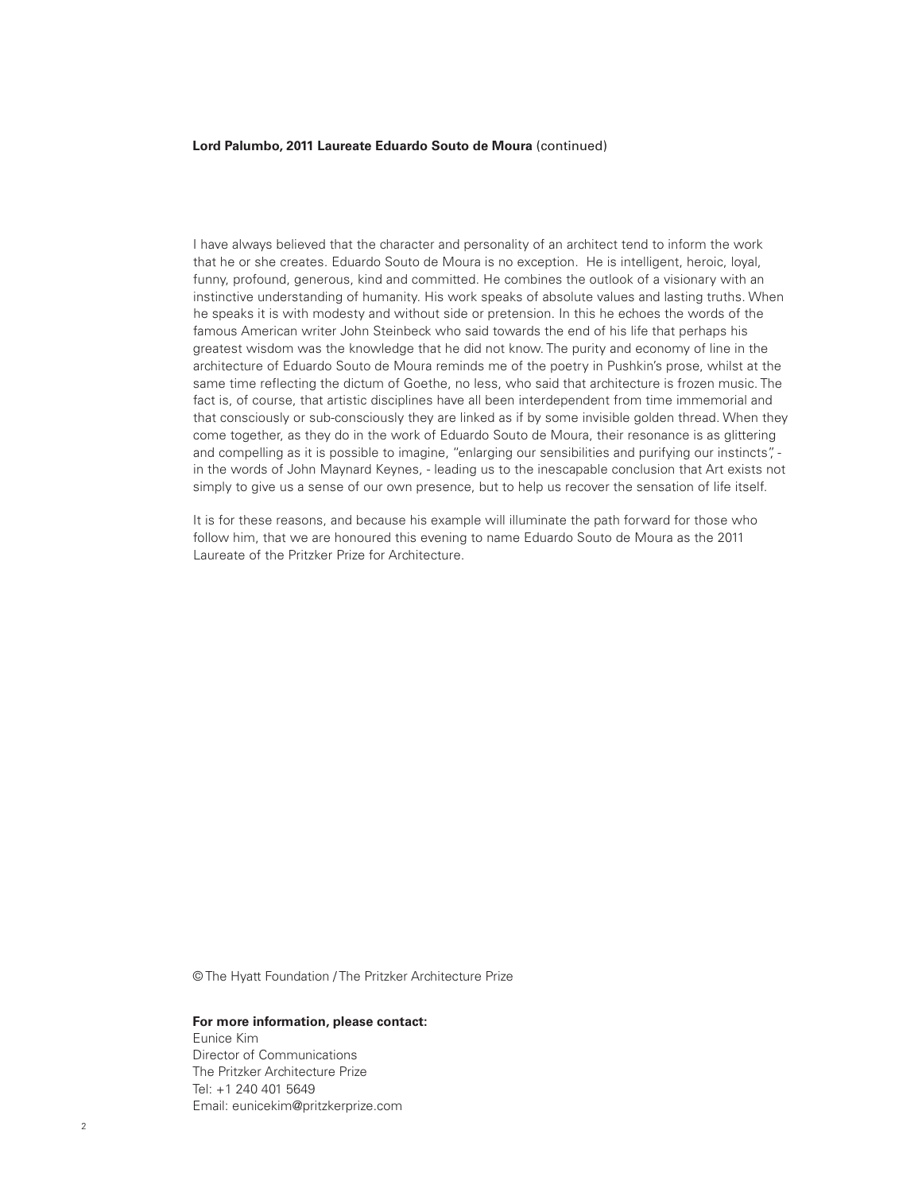**Lord Palumbo, 2011 Laureate Eduardo Souto de Moura** (continued)

I have always believed that the character and personality of an architect tend to inform the work that he or she creates. Eduardo Souto de Moura is no exception. He is intelligent, heroic, loyal, funny, profound, generous, kind and committed. He combines the outlook of a visionary with an instinctive understanding of humanity. His work speaks of absolute values and lasting truths. When he speaks it is with modesty and without side or pretension. In this he echoes the words of the famous American writer John Steinbeck who said towards the end of his life that perhaps his greatest wisdom was the knowledge that he did not know. The purity and economy of line in the architecture of Eduardo Souto de Moura reminds me of the poetry in Pushkin's prose, whilst at the same time reflecting the dictum of Goethe, no less, who said that architecture is frozen music. The fact is, of course, that artistic disciplines have all been interdependent from time immemorial and that consciously or sub-consciously they are linked as if by some invisible golden thread. When they come together, as they do in the work of Eduardo Souto de Moura, their resonance is as glittering and compelling as it is possible to imagine, "enlarging our sensibilities and purifying our instincts", - in the words of John Maynard Keynes, - leading us to the inescapable conclusion that Art exists not simply to give us a sense of our own presence, but to help us recover the sensation of life itself.

It is for these reasons, and because his example will illuminate the path forward for those who follow him, that we are honoured this evening to name Eduardo Souto de Moura as the 2011 Laureate of the Pritzker Prize for Architecture.

© The Hyatt Foundation / The Pritzker Architecture Prize

**For more information, please contact:**
Eunice Kim
Director of Communications
The Pritzker Architecture Prize
Tel: +1 240 401 5649
Email: eunicekim@pritzkerprize.com